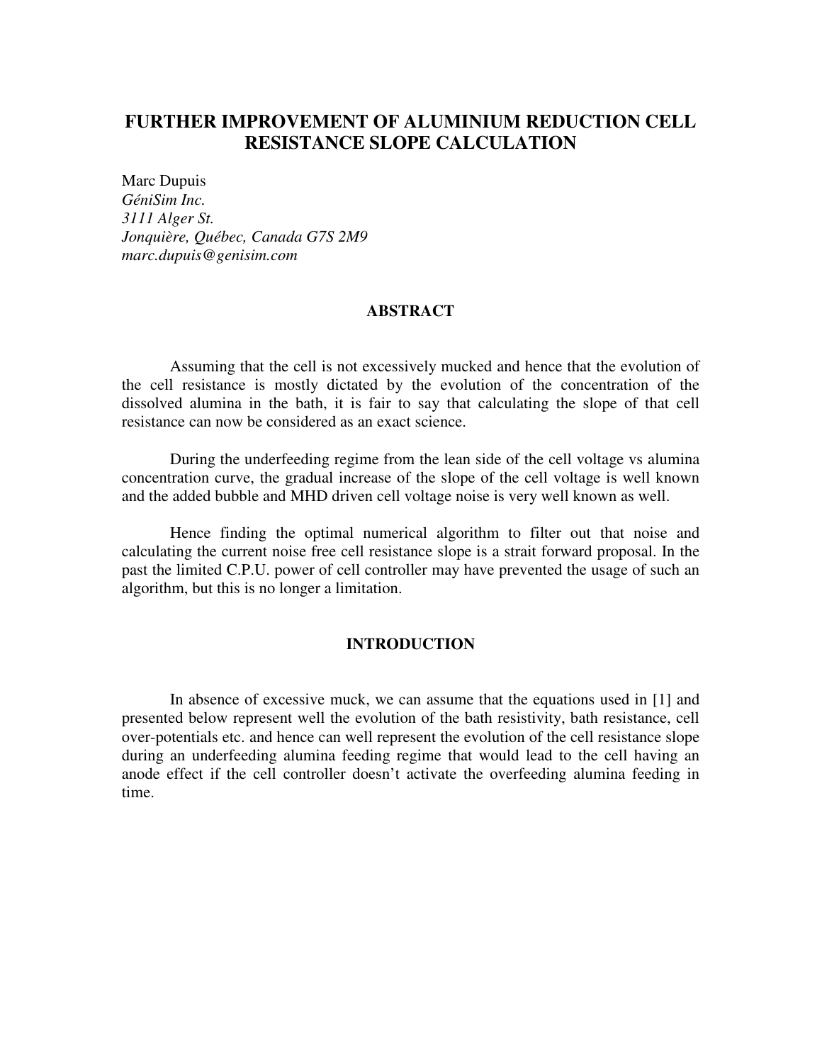# FURTHER IMPROVEMENT OF ALUMINIUM REDUCTION CELL RESISTANCE SLOPE CALCULATION

Marc Dupuis
*GéniSim Inc.*
*3111 Alger St.*
*Jonquière, Québec, Canada G7S 2M9*
*marc.dupuis@genisim.com*

## ABSTRACT

Assuming that the cell is not excessively mucked and hence that the evolution of the cell resistance is mostly dictated by the evolution of the concentration of the dissolved alumina in the bath, it is fair to say that calculating the slope of that cell resistance can now be considered as an exact science.

During the underfeeding regime from the lean side of the cell voltage vs alumina concentration curve, the gradual increase of the slope of the cell voltage is well known and the added bubble and MHD driven cell voltage noise is very well known as well.

Hence finding the optimal numerical algorithm to filter out that noise and calculating the current noise free cell resistance slope is a strait forward proposal. In the past the limited C.P.U. power of cell controller may have prevented the usage of such an algorithm, but this is no longer a limitation.

## INTRODUCTION

In absence of excessive muck, we can assume that the equations used in [1] and presented below represent well the evolution of the bath resistivity, bath resistance, cell over-potentials etc. and hence can well represent the evolution of the cell resistance slope during an underfeeding alumina feeding regime that would lead to the cell having an anode effect if the cell controller doesn't activate the overfeeding alumina feeding in time.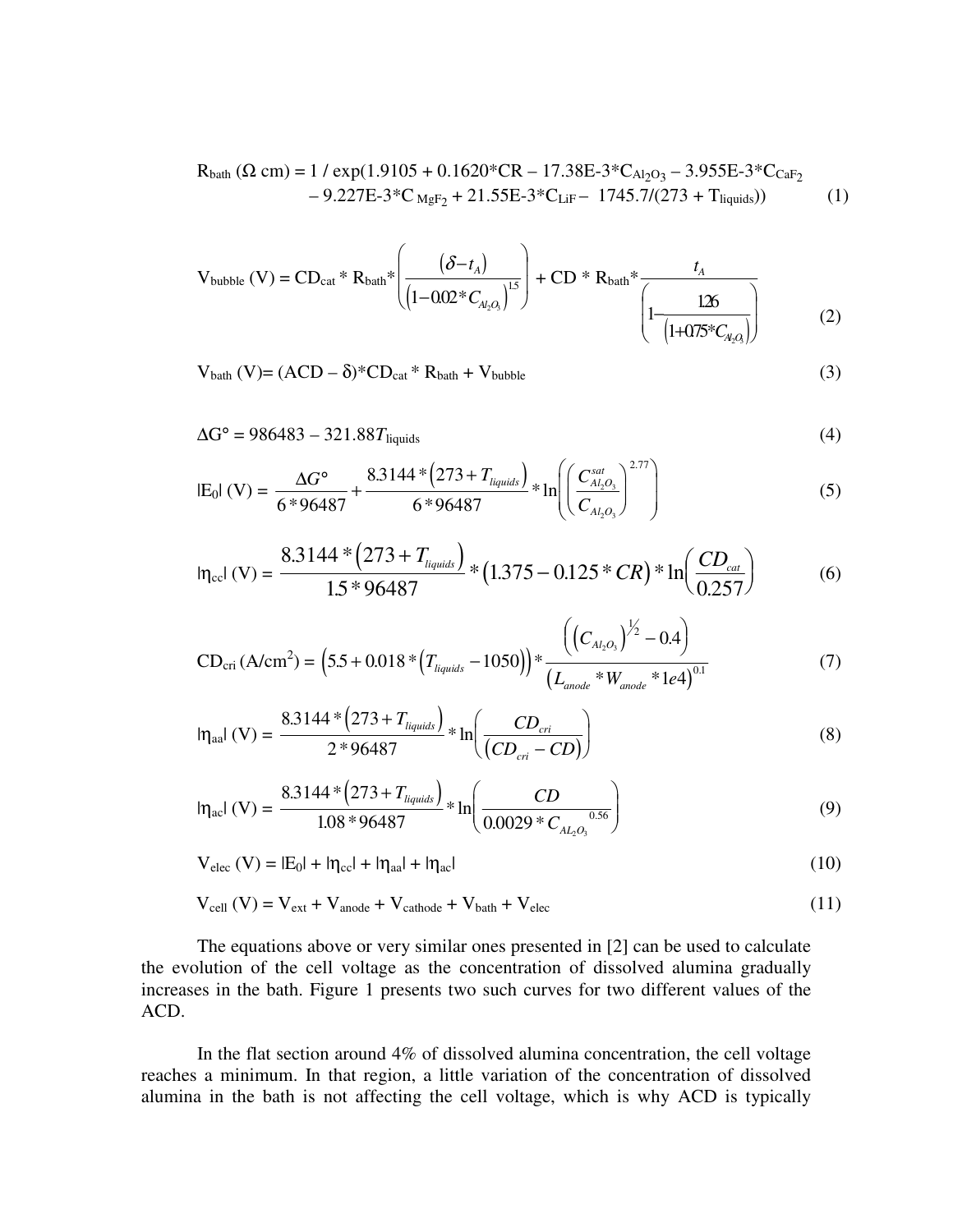$$R_{bath}\ (\Omega\ cm) = 1 / \exp(1.9105 + 0.1620 * CR - 17.38E\text{-}3 * C_{Al_2O_3} - 3.955E\text{-}3 * C_{CaF_2} - 9.227E\text{-}3 * C_{MgF_2} + 21.55E\text{-}3 * C_{LiF} - 1745.7/(273 + T_{liquids})) \qquad (1)$$

$$V_{bubble}\ (V) = CD_{cat} * R_{bath} * \left( \frac{(\delta - t_A)}{\left(1 - 0.02 * C_{Al_2O_3}\right)^{1.5}} \right) + CD * R_{bath} * \frac{t_A}{\left( 1 - \frac{1.26}{\left(1 + 0.75 * C_{Al_2O_3}\right)} \right)} \qquad (2)$$

$$V_{bath}\ (V) = (ACD - \delta) * CD_{cat} * R_{bath} + V_{bubble} \qquad (3)$$

$$\Delta G° = 986483 - 321.88 T_{liquids} \qquad (4)$$

$$|E_0|\ (V) = \frac{\Delta G°}{6 * 96487} + \frac{8.3144 * \left(273 + T_{liquids}\right)}{6 * 96487} * \ln\left( \left( \frac{C^{sat}_{Al_2O_3}}{C_{Al_2O_3}} \right)^{2.77} \right) \qquad (5)$$

$$|\eta_{cc}|\ (V) = \frac{8.3144 * \left(273 + T_{liquids}\right)}{1.5 * 96487} * \left(1.375 - 0.125 * CR\right) * \ln\left( \frac{CD_{cat}}{0.257} \right) \qquad (6)$$

$$CD_{cri}\ (A/cm^2) = \left(5.5 + 0.018 * \left(T_{liquids} - 1050\right)\right) * \frac{\left( \left(C_{Al_2O_3}\right)^{1/2} - 0.4 \right)}{\left(L_{anode} * W_{anode} * 1e4\right)^{0.1}} \qquad (7)$$

$$|\eta_{aa}|\ (V) = \frac{8.3144 * \left(273 + T_{liquids}\right)}{2 * 96487} * \ln\left( \frac{CD_{cri}}{\left(CD_{cri} - CD\right)} \right) \qquad (8)$$

$$|\eta_{ac}|\ (V) = \frac{8.3144 * \left(273 + T_{liquids}\right)}{1.08 * 96487} * \ln\left( \frac{CD}{0.0029 * C_{AL_2O_3}^{\ 0.56}} \right) \qquad (9)$$

$$V_{elec}\ (V) = |E_0| + |\eta_{cc}| + |\eta_{aa}| + |\eta_{ac}| \qquad (10)$$

$$V_{cell}\ (V) = V_{ext} + V_{anode} + V_{cathode} + V_{bath} + V_{elec} \qquad (11)$$

The equations above or very similar ones presented in [2] can be used to calculate the evolution of the cell voltage as the concentration of dissolved alumina gradually increases in the bath. Figure 1 presents two such curves for two different values of the ACD.

In the flat section around 4% of dissolved alumina concentration, the cell voltage reaches a minimum. In that region, a little variation of the concentration of dissolved alumina in the bath is not affecting the cell voltage, which is why ACD is typically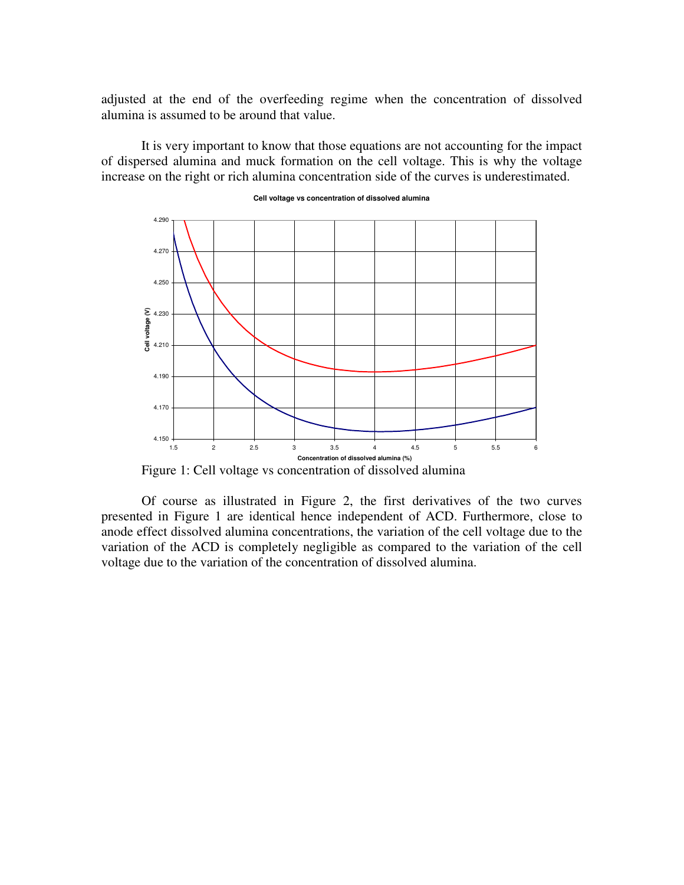adjusted at the end of the overfeeding regime when the concentration of dissolved alumina is assumed to be around that value.

It is very important to know that those equations are not accounting for the impact of dispersed alumina and muck formation on the cell voltage. This is why the voltage increase on the right or rich alumina concentration side of the curves is underestimated.

Figure 1: Cell voltage vs concentration of dissolved alumina

Of course as illustrated in Figure 2, the first derivatives of the two curves presented in Figure 1 are identical hence independent of ACD. Furthermore, close to anode effect dissolved alumina concentrations, the variation of the cell voltage due to the variation of the ACD is completely negligible as compared to the variation of the cell voltage due to the variation of the concentration of dissolved alumina.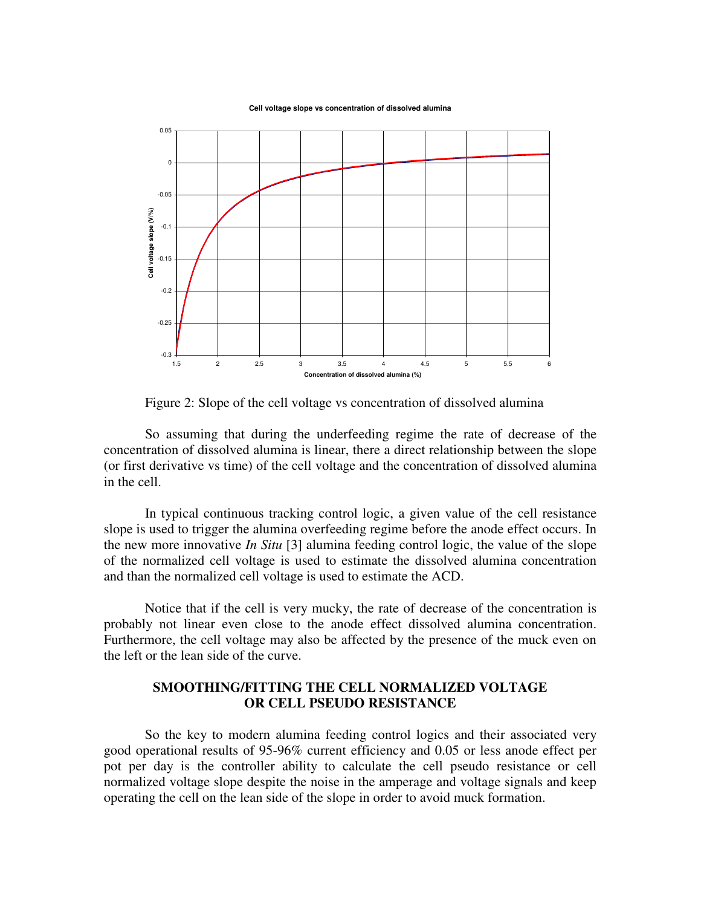Figure 2: Slope of the cell voltage vs concentration of dissolved alumina

So assuming that during the underfeeding regime the rate of decrease of the concentration of dissolved alumina is linear, there a direct relationship between the slope (or first derivative vs time) of the cell voltage and the concentration of dissolved alumina in the cell.

In typical continuous tracking control logic, a given value of the cell resistance slope is used to trigger the alumina overfeeding regime before the anode effect occurs. In the new more innovative *In Situ* [3] alumina feeding control logic, the value of the slope of the normalized cell voltage is used to estimate the dissolved alumina concentration and than the normalized cell voltage is used to estimate the ACD.

Notice that if the cell is very mucky, the rate of decrease of the concentration is probably not linear even close to the anode effect dissolved alumina concentration. Furthermore, the cell voltage may also be affected by the presence of the muck even on the left or the lean side of the curve.

## SMOOTHING/FITTING THE CELL NORMALIZED VOLTAGE OR CELL PSEUDO RESISTANCE

So the key to modern alumina feeding control logics and their associated very good operational results of 95-96% current efficiency and 0.05 or less anode effect per pot per day is the controller ability to calculate the cell pseudo resistance or cell normalized voltage slope despite the noise in the amperage and voltage signals and keep operating the cell on the lean side of the slope in order to avoid muck formation.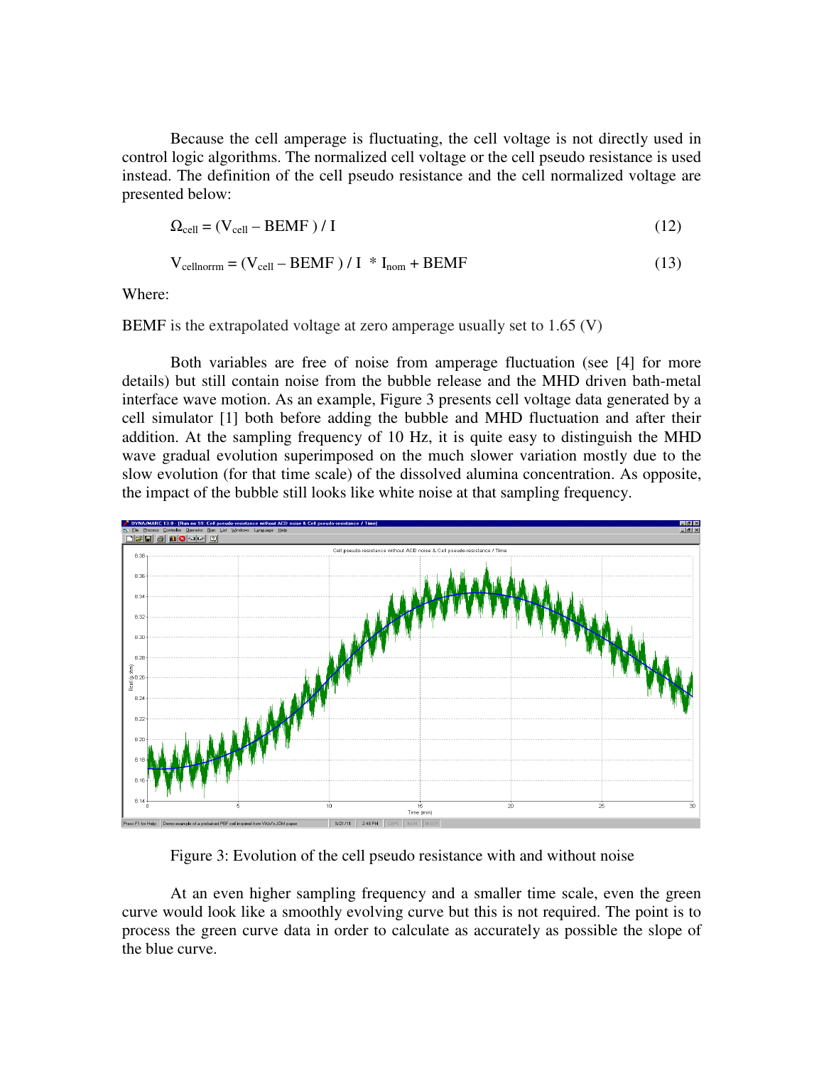Because the cell amperage is fluctuating, the cell voltage is not directly used in control logic algorithms. The normalized cell voltage or the cell pseudo resistance is used instead. The definition of the cell pseudo resistance and the cell normalized voltage are presented below:

$$\Omega_{cell} = (V_{cell} - BEMF) / I \tag{12}$$

$$V_{cellnorrm} = (V_{cell} - BEMF) / I * I_{nom} + BEMF \tag{13}$$

Where:

BEMF is the extrapolated voltage at zero amperage usually set to 1.65 (V)

Both variables are free of noise from amperage fluctuation (see [4] for more details) but still contain noise from the bubble release and the MHD driven bath-metal interface wave motion. As an example, Figure 3 presents cell voltage data generated by a cell simulator [1] both before adding the bubble and MHD fluctuation and after their addition. At the sampling frequency of 10 Hz, it is quite easy to distinguish the MHD wave gradual evolution superimposed on the much slower variation mostly due to the slow evolution (for that time scale) of the dissolved alumina concentration. As opposite, the impact of the bubble still looks like white noise at that sampling frequency.

Figure 3: Evolution of the cell pseudo resistance with and without noise

At an even higher sampling frequency and a smaller time scale, even the green curve would look like a smoothly evolving curve but this is not required. The point is to process the green curve data in order to calculate as accurately as possible the slope of the blue curve.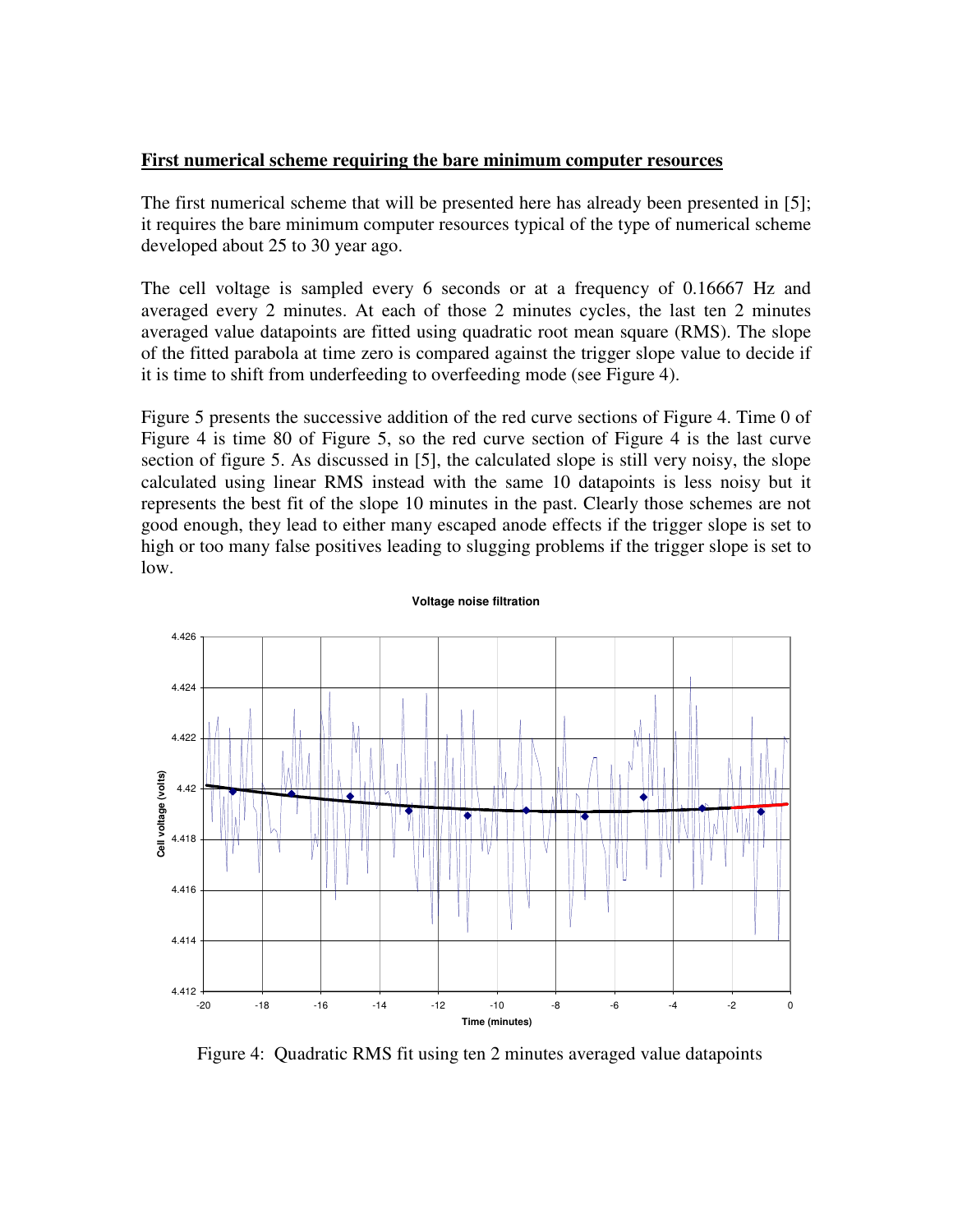**First numerical scheme requiring the bare minimum computer resources**

The first numerical scheme that will be presented here has already been presented in [5]; it requires the bare minimum computer resources typical of the type of numerical scheme developed about 25 to 30 year ago.

The cell voltage is sampled every 6 seconds or at a frequency of 0.16667 Hz and averaged every 2 minutes. At each of those 2 minutes cycles, the last ten 2 minutes averaged value datapoints are fitted using quadratic root mean square (RMS). The slope of the fitted parabola at time zero is compared against the trigger slope value to decide if it is time to shift from underfeeding to overfeeding mode (see Figure 4).

Figure 5 presents the successive addition of the red curve sections of Figure 4. Time 0 of Figure 4 is time 80 of Figure 5, so the red curve section of Figure 4 is the last curve section of figure 5. As discussed in [5], the calculated slope is still very noisy, the slope calculated using linear RMS instead with the same 10 datapoints is less noisy but it represents the best fit of the slope 10 minutes in the past. Clearly those schemes are not good enough, they lead to either many escaped anode effects if the trigger slope is set to high or too many false positives leading to slugging problems if the trigger slope is set to low.

Figure 4: Quadratic RMS fit using ten 2 minutes averaged value datapoints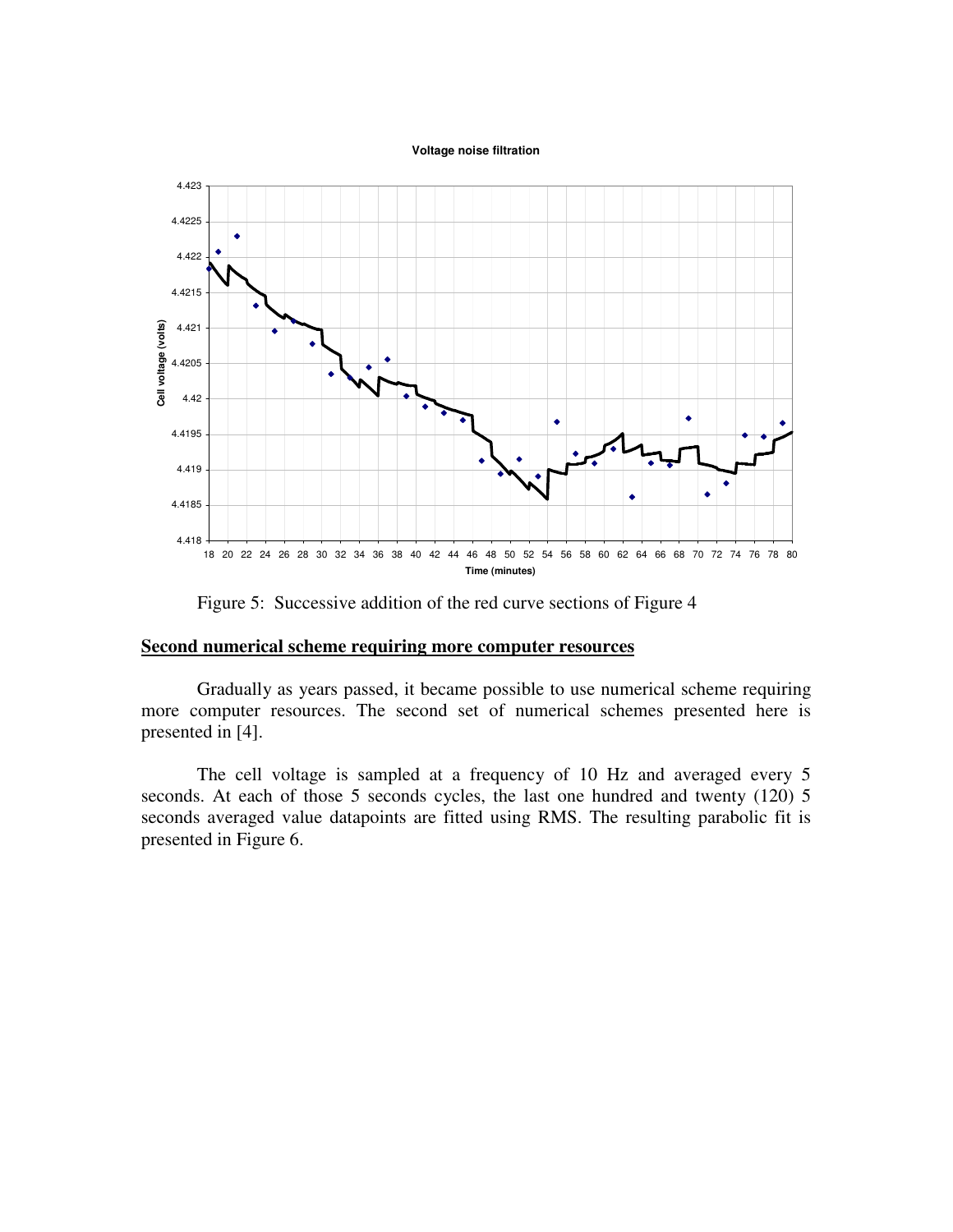Figure 5: Successive addition of the red curve sections of Figure 4

## Second numerical scheme requiring more computer resources

Gradually as years passed, it became possible to use numerical scheme requiring more computer resources. The second set of numerical schemes presented here is presented in [4].

The cell voltage is sampled at a frequency of 10 Hz and averaged every 5 seconds. At each of those 5 seconds cycles, the last one hundred and twenty (120) 5 seconds averaged value datapoints are fitted using RMS. The resulting parabolic fit is presented in Figure 6.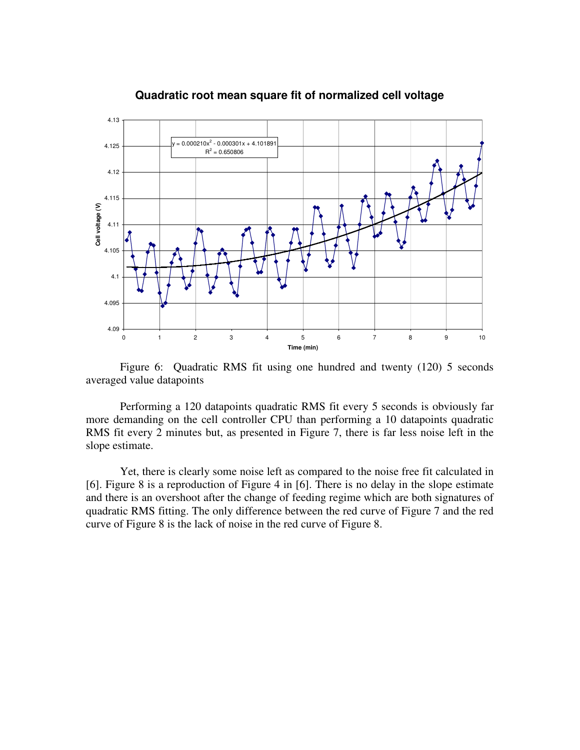Figure 6: Quadratic RMS fit using one hundred and twenty (120) 5 seconds averaged value datapoints

Performing a 120 datapoints quadratic RMS fit every 5 seconds is obviously far more demanding on the cell controller CPU than performing a 10 datapoints quadratic RMS fit every 2 minutes but, as presented in Figure 7, there is far less noise left in the slope estimate.

Yet, there is clearly some noise left as compared to the noise free fit calculated in [6]. Figure 8 is a reproduction of Figure 4 in [6]. There is no delay in the slope estimate and there is an overshoot after the change of feeding regime which are both signatures of quadratic RMS fitting. The only difference between the red curve of Figure 7 and the red curve of Figure 8 is the lack of noise in the red curve of Figure 8.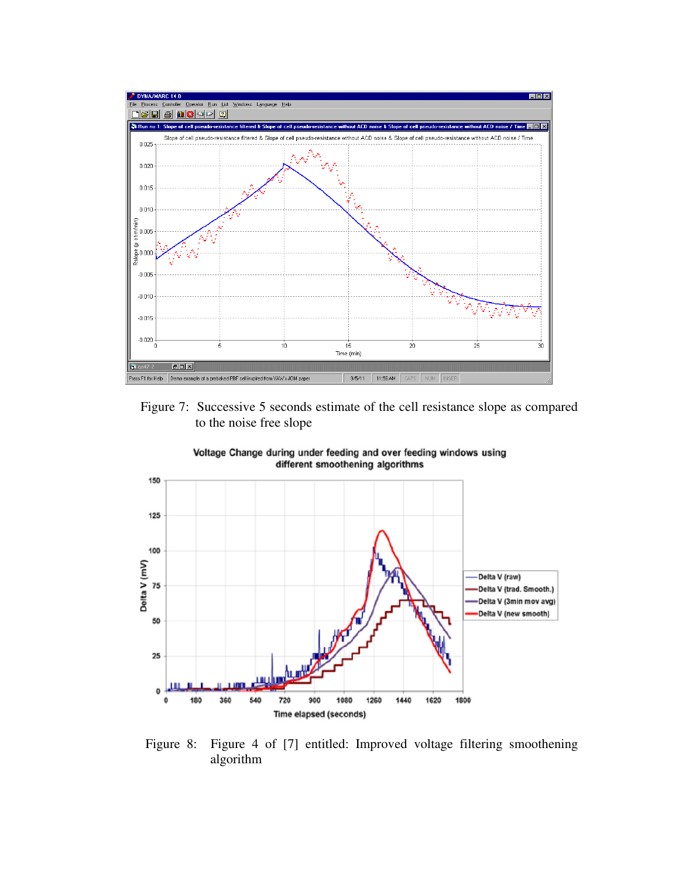Figure 7: Successive 5 seconds estimate of the cell resistance slope as compared to the noise free slope

Figure 8: Figure 4 of [7] entitled: Improved voltage filtering smoothening algorithm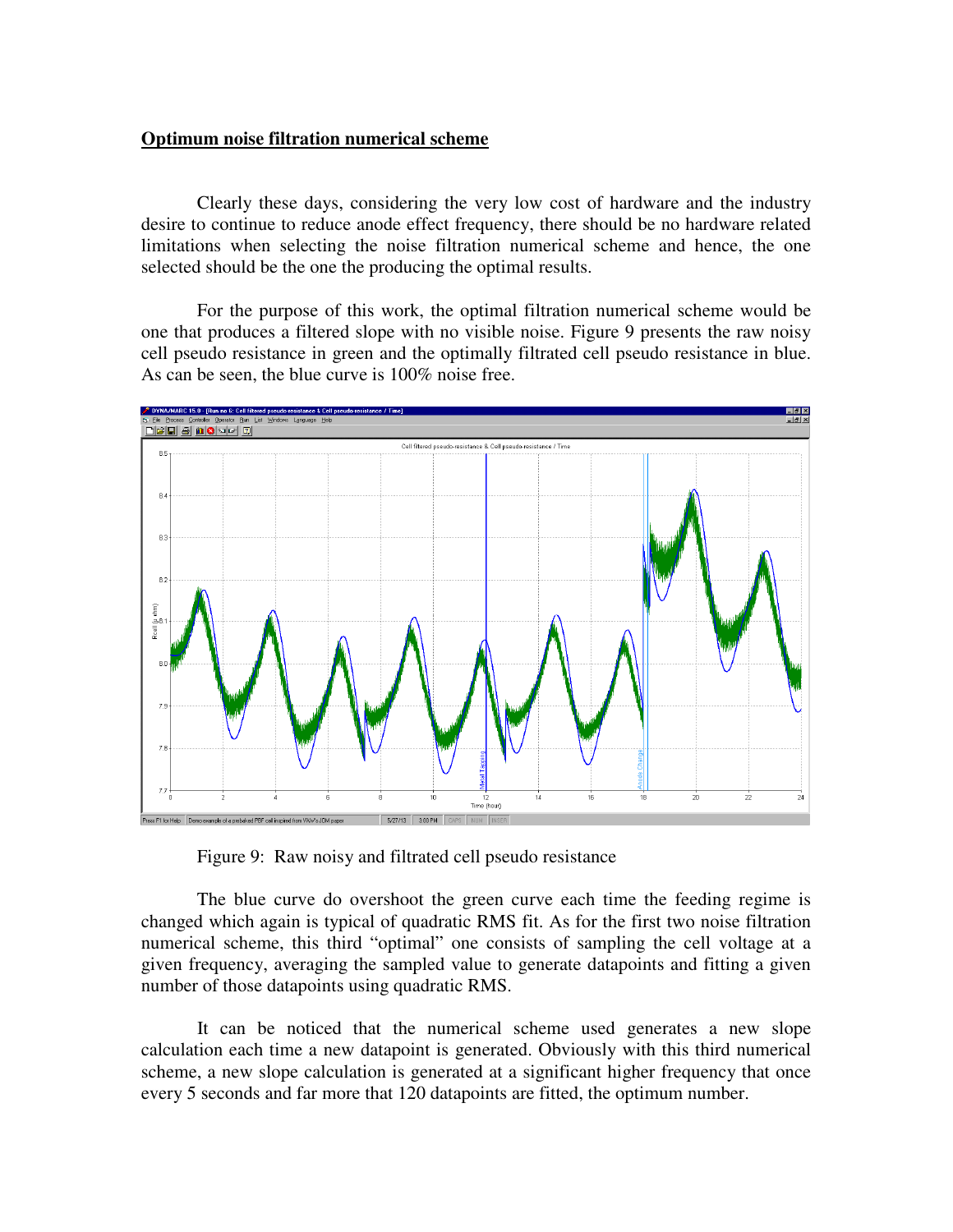**Optimum noise filtration numerical scheme**

Clearly these days, considering the very low cost of hardware and the industry desire to continue to reduce anode effect frequency, there should be no hardware related limitations when selecting the noise filtration numerical scheme and hence, the one selected should be the one the producing the optimal results.

For the purpose of this work, the optimal filtration numerical scheme would be one that produces a filtered slope with no visible noise. Figure 9 presents the raw noisy cell pseudo resistance in green and the optimally filtrated cell pseudo resistance in blue. As can be seen, the blue curve is 100% noise free.

Figure 9: Raw noisy and filtrated cell pseudo resistance

The blue curve do overshoot the green curve each time the feeding regime is changed which again is typical of quadratic RMS fit. As for the first two noise filtration numerical scheme, this third "optimal" one consists of sampling the cell voltage at a given frequency, averaging the sampled value to generate datapoints and fitting a given number of those datapoints using quadratic RMS.

It can be noticed that the numerical scheme used generates a new slope calculation each time a new datapoint is generated. Obviously with this third numerical scheme, a new slope calculation is generated at a significant higher frequency that once every 5 seconds and far more that 120 datapoints are fitted, the optimum number.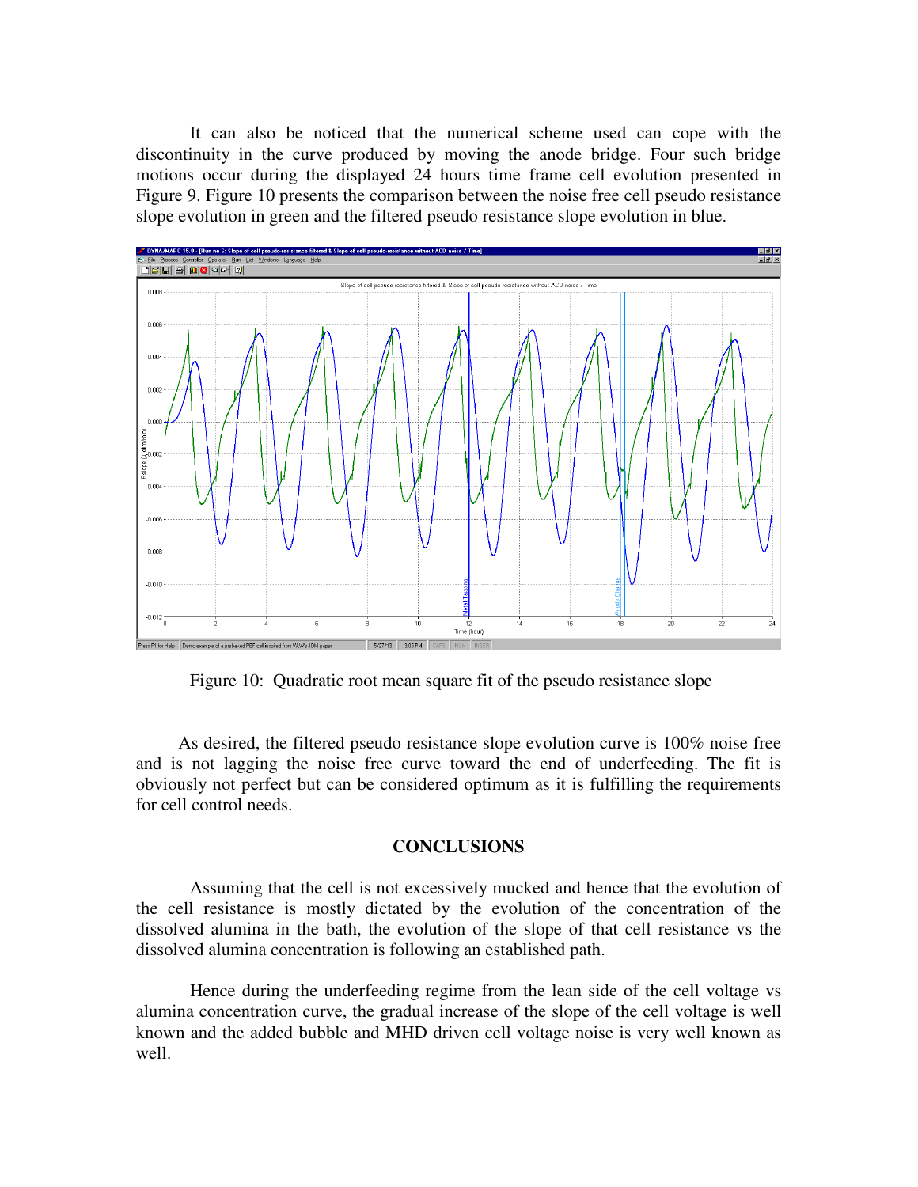It can also be noticed that the numerical scheme used can cope with the discontinuity in the curve produced by moving the anode bridge. Four such bridge motions occur during the displayed 24 hours time frame cell evolution presented in Figure 9. Figure 10 presents the comparison between the noise free cell pseudo resistance slope evolution in green and the filtered pseudo resistance slope evolution in blue.

Figure 10: Quadratic root mean square fit of the pseudo resistance slope

As desired, the filtered pseudo resistance slope evolution curve is 100% noise free and is not lagging the noise free curve toward the end of underfeeding. The fit is obviously not perfect but can be considered optimum as it is fulfilling the requirements for cell control needs.

## CONCLUSIONS

Assuming that the cell is not excessively mucked and hence that the evolution of the cell resistance is mostly dictated by the evolution of the concentration of the dissolved alumina in the bath, the evolution of the slope of that cell resistance vs the dissolved alumina concentration is following an established path.

Hence during the underfeeding regime from the lean side of the cell voltage vs alumina concentration curve, the gradual increase of the slope of the cell voltage is well known and the added bubble and MHD driven cell voltage noise is very well known as well.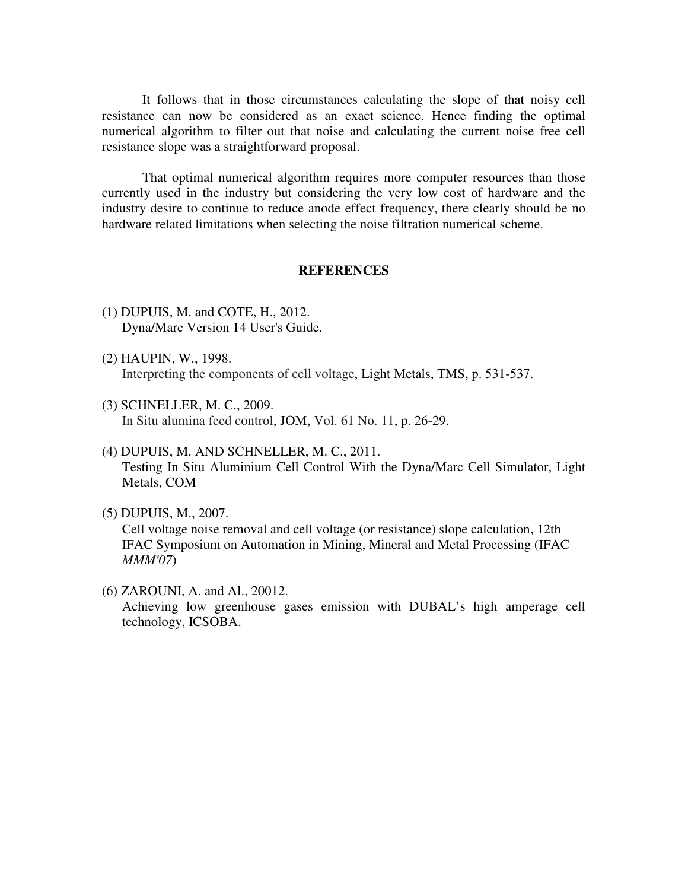It follows that in those circumstances calculating the slope of that noisy cell resistance can now be considered as an exact science. Hence finding the optimal numerical algorithm to filter out that noise and calculating the current noise free cell resistance slope was a straightforward proposal.

That optimal numerical algorithm requires more computer resources than those currently used in the industry but considering the very low cost of hardware and the industry desire to continue to reduce anode effect frequency, there clearly should be no hardware related limitations when selecting the noise filtration numerical scheme.

## REFERENCES

(1) DUPUIS, M. and COTE, H., 2012.
Dyna/Marc Version 14 User's Guide.

(2) HAUPIN, W., 1998.
Interpreting the components of cell voltage, Light Metals, TMS, p. 531-537.

(3) SCHNELLER, M. C., 2009.
In Situ alumina feed control, JOM, Vol. 61 No. 11, p. 26-29.

(4) DUPUIS, M. AND SCHNELLER, M. C., 2011.
Testing In Situ Aluminium Cell Control With the Dyna/Marc Cell Simulator, Light Metals, COM

(5) DUPUIS, M., 2007.
Cell voltage noise removal and cell voltage (or resistance) slope calculation, 12th IFAC Symposium on Automation in Mining, Mineral and Metal Processing (IFAC *MMM'07*)

(6) ZAROUNI, A. and Al., 20012.
Achieving low greenhouse gases emission with DUBAL's high amperage cell technology, ICSOBA.